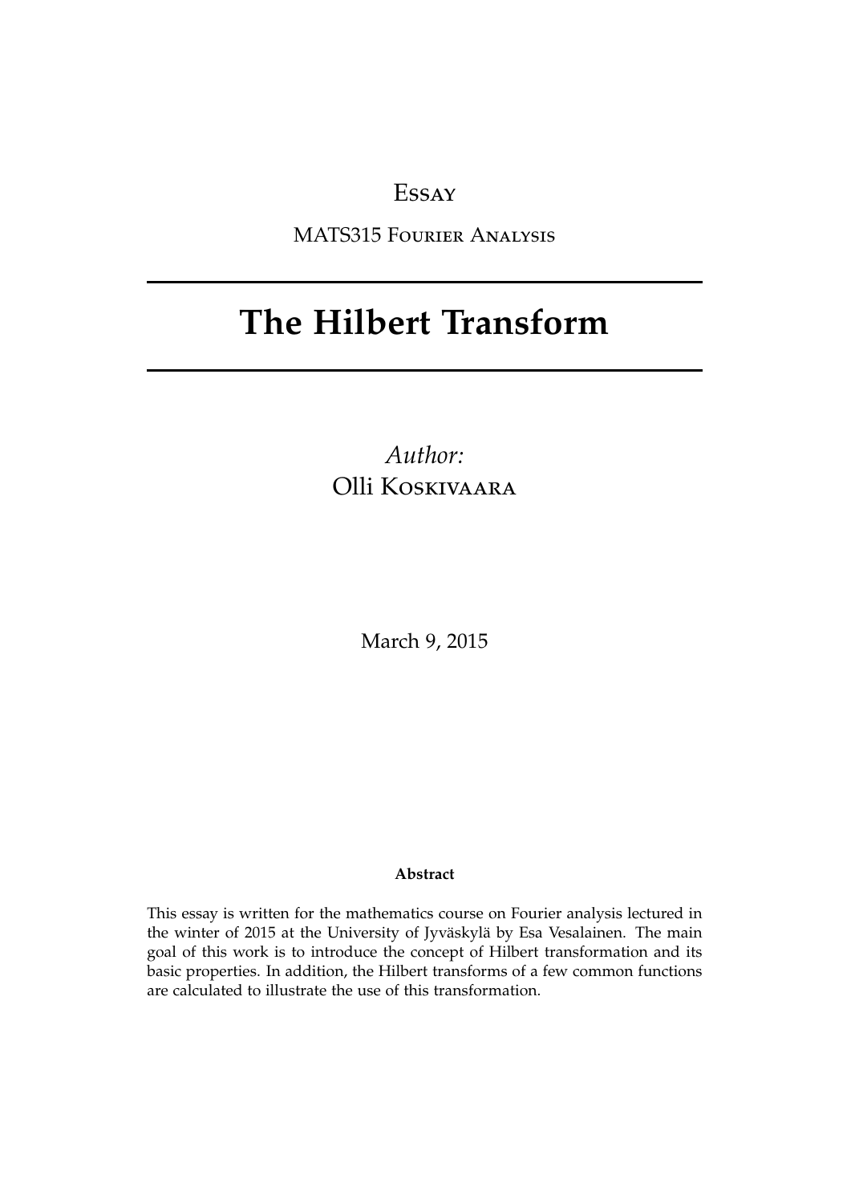Essay

MATS315 Fourier Analysis

# The Hilbert Transform

*Author:*
Olli Koskivaara

March 9, 2015

**Abstract**

This essay is written for the mathematics course on Fourier analysis lectured in the winter of 2015 at the University of Jyväskylä by Esa Vesalainen. The main goal of this work is to introduce the concept of Hilbert transformation and its basic properties. In addition, the Hilbert transforms of a few common functions are calculated to illustrate the use of this transformation.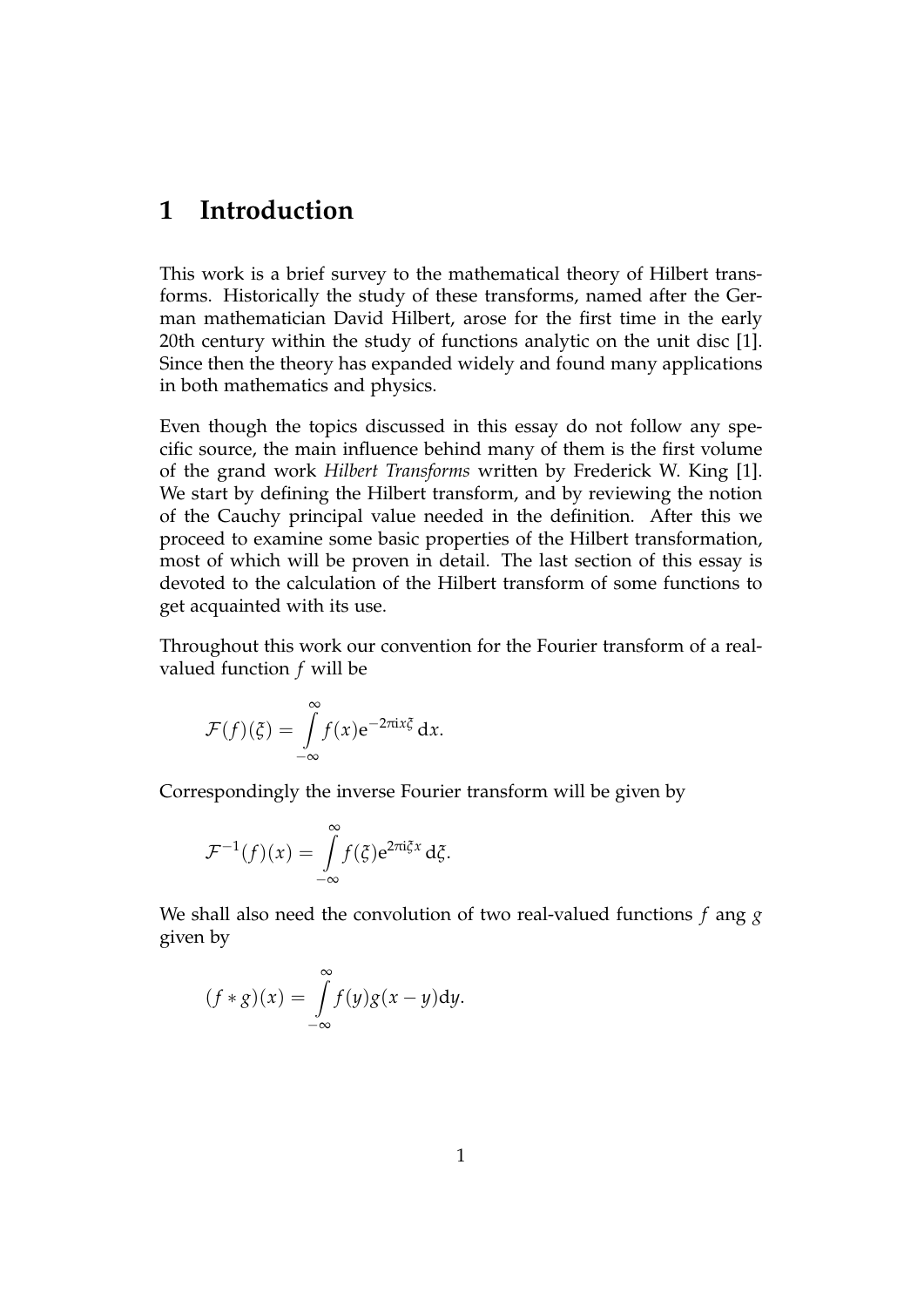# 1 Introduction

This work is a brief survey to the mathematical theory of Hilbert transforms. Historically the study of these transforms, named after the German mathematician David Hilbert, arose for the first time in the early 20th century within the study of functions analytic on the unit disc [1]. Since then the theory has expanded widely and found many applications in both mathematics and physics.

Even though the topics discussed in this essay do not follow any specific source, the main influence behind many of them is the first volume of the grand work *Hilbert Transforms* written by Frederick W. King [1]. We start by defining the Hilbert transform, and by reviewing the notion of the Cauchy principal value needed in the definition. After this we proceed to examine some basic properties of the Hilbert transformation, most of which will be proven in detail. The last section of this essay is devoted to the calculation of the Hilbert transform of some functions to get acquainted with its use.

Throughout this work our convention for the Fourier transform of a real-valued function $f$ will be

$$\mathcal{F}(f)(\xi) = \int_{-\infty}^{\infty} f(x) \mathrm{e}^{-2\pi \mathrm{i} x \xi} \, \mathrm{d}x.$$

Correspondingly the inverse Fourier transform will be given by

$$\mathcal{F}^{-1}(f)(x) = \int_{-\infty}^{\infty} f(\xi) \mathrm{e}^{2\pi \mathrm{i} \xi x} \, \mathrm{d}\xi.$$

We shall also need the convolution of two real-valued functions $f$ ang $g$ given by

$$(f * g)(x) = \int_{-\infty}^{\infty} f(y) g(x - y) \mathrm{d}y.$$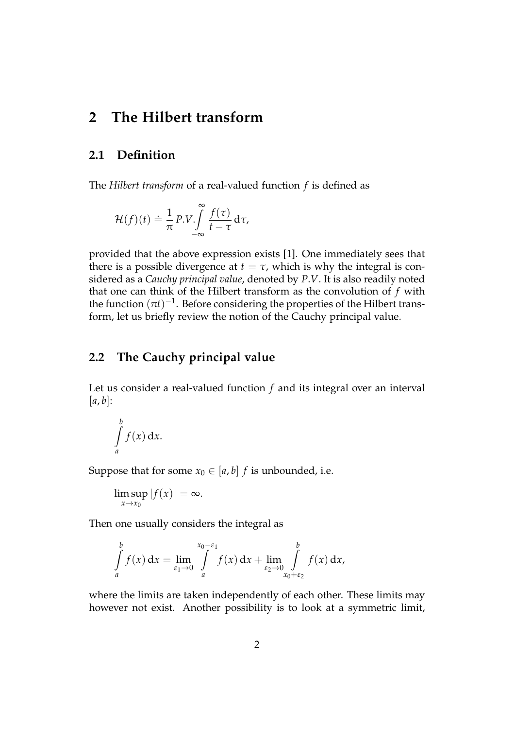# 2 The Hilbert transform

## 2.1 Definition

The *Hilbert transform* of a real-valued function $f$ is defined as

$$\mathcal{H}(f)(t) \doteq \frac{1}{\pi} P.V. \int_{-\infty}^{\infty} \frac{f(\tau)}{t-\tau} \, \mathrm{d}\tau,$$

provided that the above expression exists [1]. One immediately sees that there is a possible divergence at $t = \tau$, which is why the integral is considered as a *Cauchy principal value*, denoted by $P.V.$ It is also readily noted that one can think of the Hilbert transform as the convolution of $f$ with the function $(\pi t)^{-1}$. Before considering the properties of the Hilbert transform, let us briefly review the notion of the Cauchy principal value.

## 2.2 The Cauchy principal value

Let us consider a real-valued function $f$ and its integral over an interval $[a, b]$:

$$\int_{a}^{b} f(x) \, \mathrm{d}x.$$

Suppose that for some $x_0 \in [a, b]$ $f$ is unbounded, i.e.

$$\limsup_{x \to x_0} |f(x)| = \infty.$$

Then one usually considers the integral as

$$\int_{a}^{b} f(x) \, \mathrm{d}x = \lim_{\varepsilon_1 \to 0} \int_{a}^{x_0 - \varepsilon_1} f(x) \, \mathrm{d}x + \lim_{\varepsilon_2 \to 0} \int_{x_0 + \varepsilon_2}^{b} f(x) \, \mathrm{d}x,$$

where the limits are taken independently of each other. These limits may however not exist. Another possibility is to look at a symmetric limit,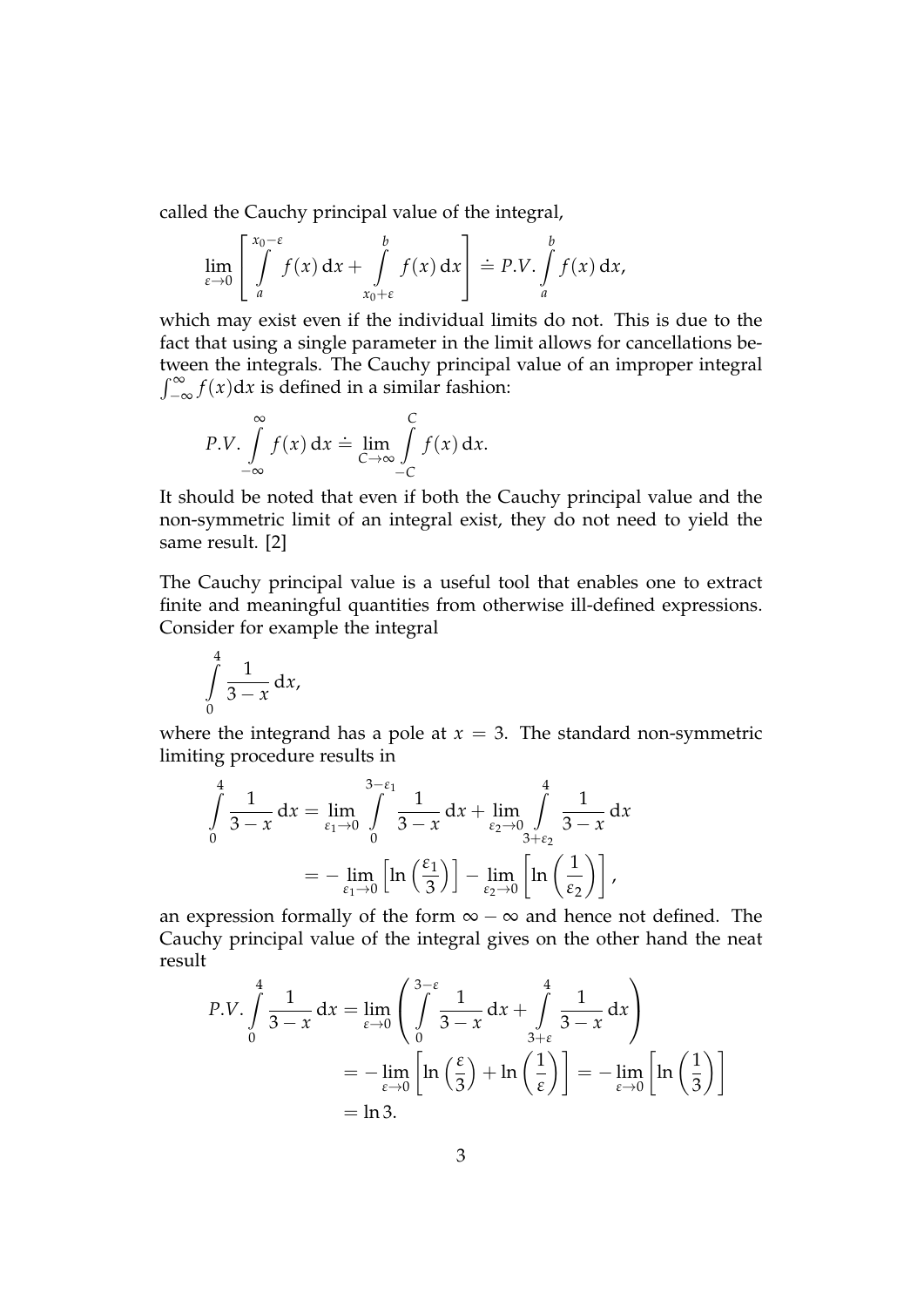called the Cauchy principal value of the integral,

$$\lim_{\varepsilon \to 0} \left[ \int_{a}^{x_0 - \varepsilon} f(x)\,\mathrm{d}x + \int_{x_0+\varepsilon}^{b} f(x)\,\mathrm{d}x \right] \doteq P.V. \int_{a}^{b} f(x)\,\mathrm{d}x,$$

which may exist even if the individual limits do not. This is due to the fact that using a single parameter in the limit allows for cancellations between the integrals. The Cauchy principal value of an improper integral $\int_{-\infty}^{\infty} f(x)\mathrm{d}x$ is defined in a similar fashion:

$$P.V. \int_{-\infty}^{\infty} f(x)\,\mathrm{d}x \doteq \lim_{C \to \infty} \int_{-C}^{C} f(x)\,\mathrm{d}x.$$

It should be noted that even if both the Cauchy principal value and the non-symmetric limit of an integral exist, they do not need to yield the same result. [2]

The Cauchy principal value is a useful tool that enables one to extract finite and meaningful quantities from otherwise ill-defined expressions. Consider for example the integral

$$\int_{0}^{4} \frac{1}{3-x}\,\mathrm{d}x,$$

where the integrand has a pole at $x = 3$. The standard non-symmetric limiting procedure results in

$$\begin{aligned} \int_{0}^{4} \frac{1}{3-x}\,\mathrm{d}x &= \lim_{\varepsilon_1 \to 0} \int_{0}^{3-\varepsilon_1} \frac{1}{3-x}\,\mathrm{d}x + \lim_{\varepsilon_2 \to 0} \int_{3+\varepsilon_2}^{4} \frac{1}{3-x}\,\mathrm{d}x \\ &= -\lim_{\varepsilon_1 \to 0} \left[ \ln\left(\frac{\varepsilon_1}{3}\right) \right] - \lim_{\varepsilon_2 \to 0} \left[ \ln\left(\frac{1}{\varepsilon_2}\right) \right], \end{aligned}$$

an expression formally of the form $\infty - \infty$ and hence not defined. The Cauchy principal value of the integral gives on the other hand the neat result

$$\begin{aligned} P.V. \int_{0}^{4} \frac{1}{3-x}\,\mathrm{d}x &= \lim_{\varepsilon \to 0} \left( \int_{0}^{3-\varepsilon} \frac{1}{3-x}\,\mathrm{d}x + \int_{3+\varepsilon}^{4} \frac{1}{3-x}\,\mathrm{d}x \right) \\ &= -\lim_{\varepsilon \to 0} \left[ \ln\left(\frac{\varepsilon}{3}\right) + \ln\left(\frac{1}{\varepsilon}\right) \right] = -\lim_{\varepsilon \to 0} \left[ \ln\left(\frac{1}{3}\right) \right] \\ &= \ln 3. \end{aligned}$$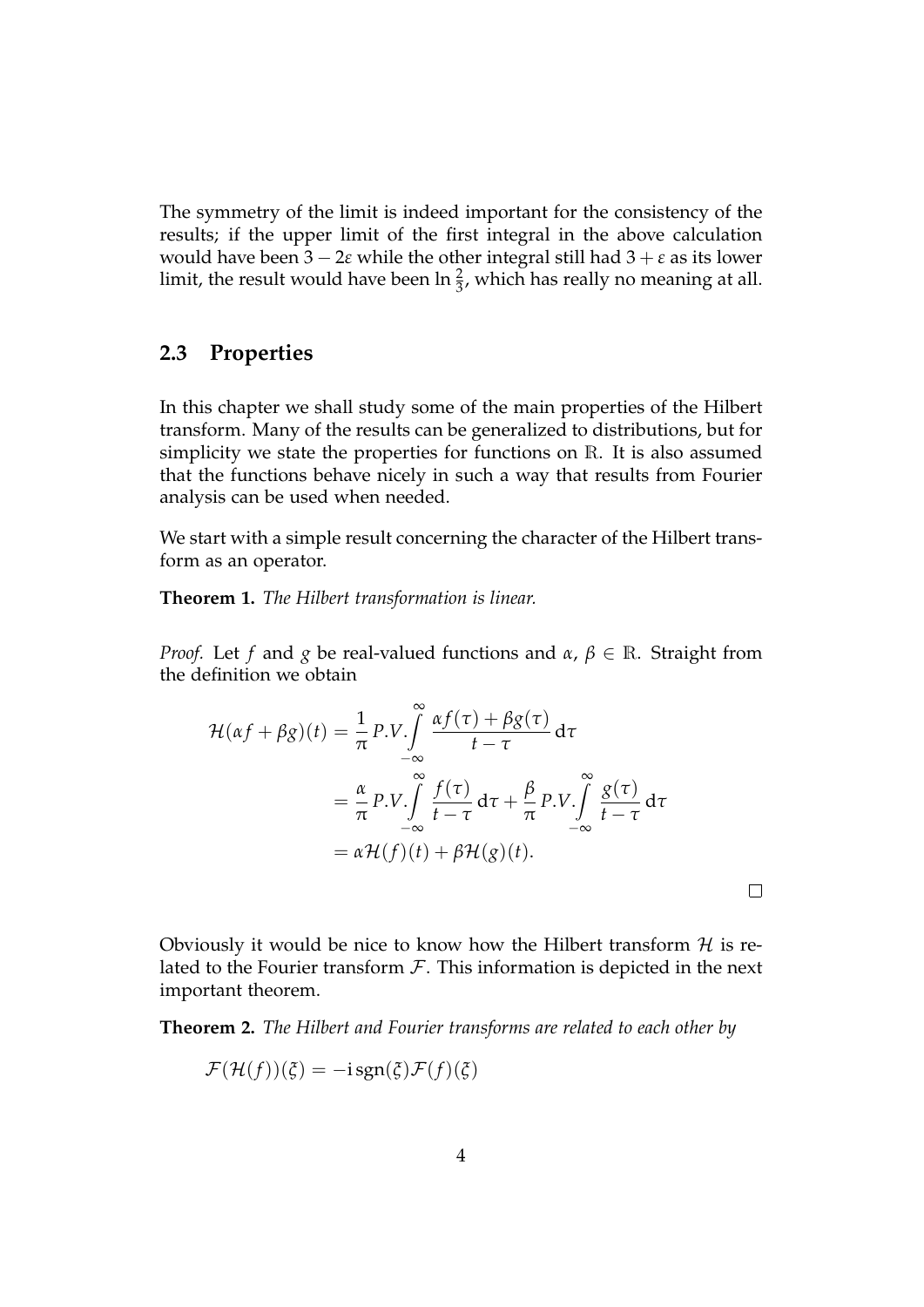The symmetry of the limit is indeed important for the consistency of the results; if the upper limit of the first integral in the above calculation would have been $3 - 2\varepsilon$ while the other integral still had $3 + \varepsilon$ as its lower limit, the result would have been $\ln \frac{2}{3}$, which has really no meaning at all.

## 2.3 Properties

In this chapter we shall study some of the main properties of the Hilbert transform. Many of the results can be generalized to distributions, but for simplicity we state the properties for functions on $\mathbb{R}$. It is also assumed that the functions behave nicely in such a way that results from Fourier analysis can be used when needed.

We start with a simple result concerning the character of the Hilbert transform as an operator.

**Theorem 1.** *The Hilbert transformation is linear.*

*Proof.* Let $f$ and $g$ be real-valued functions and $\alpha$, $\beta \in \mathbb{R}$. Straight from the definition we obtain

$$\begin{aligned}
\mathcal{H}(\alpha f + \beta g)(t) &= \frac{1}{\pi} P.V. \int_{-\infty}^{\infty} \frac{\alpha f(\tau) + \beta g(\tau)}{t - \tau} \, \mathrm{d}\tau \\
&= \frac{\alpha}{\pi} P.V. \int_{-\infty}^{\infty} \frac{f(\tau)}{t - \tau} \, \mathrm{d}\tau + \frac{\beta}{\pi} P.V. \int_{-\infty}^{\infty} \frac{g(\tau)}{t - \tau} \, \mathrm{d}\tau \\
&= \alpha \mathcal{H}(f)(t) + \beta \mathcal{H}(g)(t).
\end{aligned}$$

□

Obviously it would be nice to know how the Hilbert transform $\mathcal{H}$ is related to the Fourier transform $\mathcal{F}$. This information is depicted in the next important theorem.

**Theorem 2.** *The Hilbert and Fourier transforms are related to each other by*

$$\mathcal{F}(\mathcal{H}(f))(\xi) = -\mathrm{i} \, \mathrm{sgn}(\xi) \mathcal{F}(f)(\xi)$$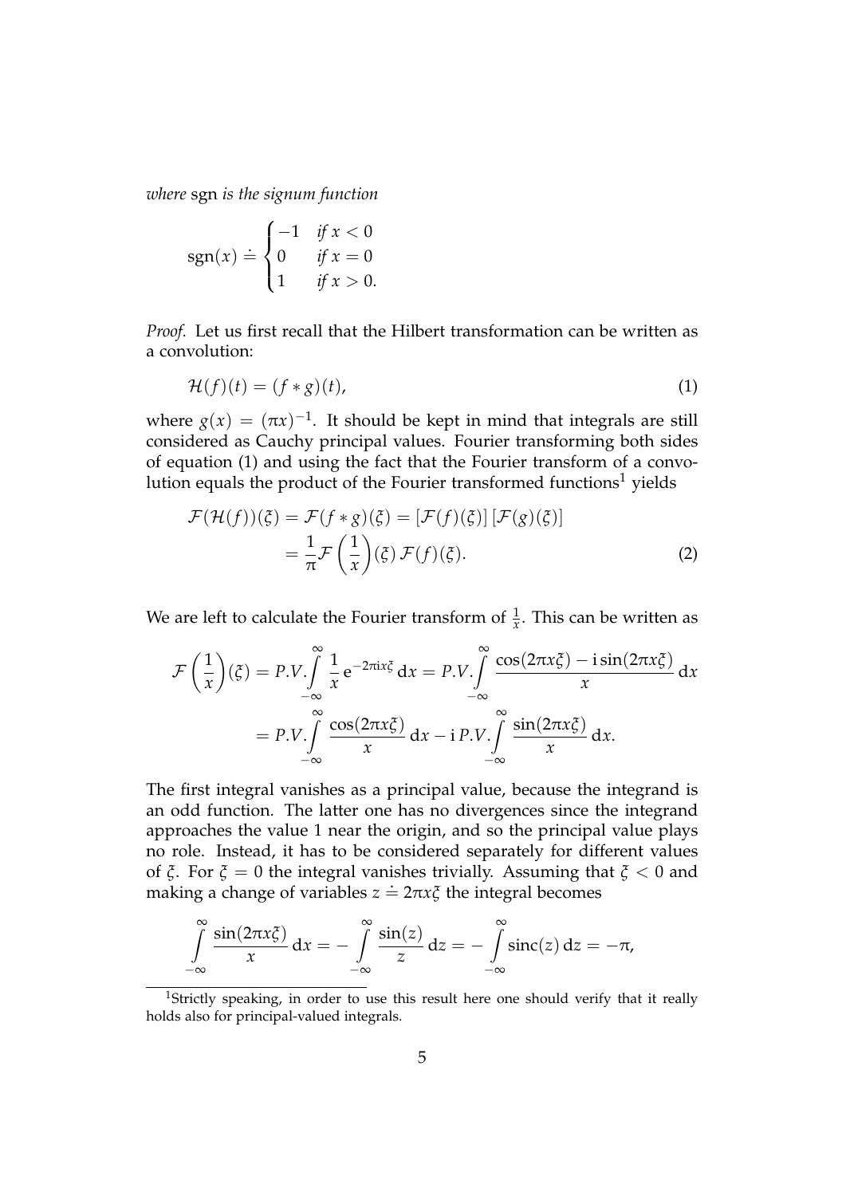*where* sgn *is the signum function*

$$\operatorname{sgn}(x) \doteq \begin{cases} -1 & \textit{if } x < 0 \\ 0 & \textit{if } x = 0 \\ 1 & \textit{if } x > 0. \end{cases}$$

*Proof.* Let us first recall that the Hilbert transformation can be written as a convolution:

$$\mathcal{H}(f)(t) = (f * g)(t), \tag{1}$$

where $g(x) = (\pi x)^{-1}$. It should be kept in mind that integrals are still considered as Cauchy principal values. Fourier transforming both sides of equation (1) and using the fact that the Fourier transform of a convolution equals the product of the Fourier transformed functions[1] yields

$$\begin{aligned} \mathcal{F}(\mathcal{H}(f))(\xi) &= \mathcal{F}(f * g)(\xi) = [\mathcal{F}(f)(\xi)]\,[\mathcal{F}(g)(\xi)] \\ &= \frac{1}{\pi}\mathcal{F}\left(\frac{1}{x}\right)(\xi)\,\mathcal{F}(f)(\xi). \end{aligned} \tag{2}$$

We are left to calculate the Fourier transform of $\frac{1}{x}$. This can be written as

$$\begin{aligned} \mathcal{F}\left(\frac{1}{x}\right)(\xi) &= P.V.\int_{-\infty}^{\infty} \frac{1}{x}\,\mathrm{e}^{-2\pi \mathrm{i} x\xi}\,\mathrm{d}x = P.V.\int_{-\infty}^{\infty} \frac{\cos(2\pi x\xi) - \mathrm{i}\sin(2\pi x\xi)}{x}\,\mathrm{d}x \\ &= P.V.\int_{-\infty}^{\infty} \frac{\cos(2\pi x\xi)}{x}\,\mathrm{d}x - \mathrm{i}\,P.V.\int_{-\infty}^{\infty} \frac{\sin(2\pi x\xi)}{x}\,\mathrm{d}x. \end{aligned}$$

The first integral vanishes as a principal value, because the integrand is an odd function. The latter one has no divergences since the integrand approaches the value 1 near the origin, and so the principal value plays no role. Instead, it has to be considered separately for different values of $\xi$. For $\xi = 0$ the integral vanishes trivially. Assuming that $\xi < 0$ and making a change of variables $z \doteq 2\pi x\xi$ the integral becomes

$$\int_{-\infty}^{\infty} \frac{\sin(2\pi x\xi)}{x}\,\mathrm{d}x = -\int_{-\infty}^{\infty} \frac{\sin(z)}{z}\,\mathrm{d}z = -\int_{-\infty}^{\infty} \operatorname{sinc}(z)\,\mathrm{d}z = -\pi,$$

[1] Strictly speaking, in order to use this result here one should verify that it really holds also for principal-valued integrals.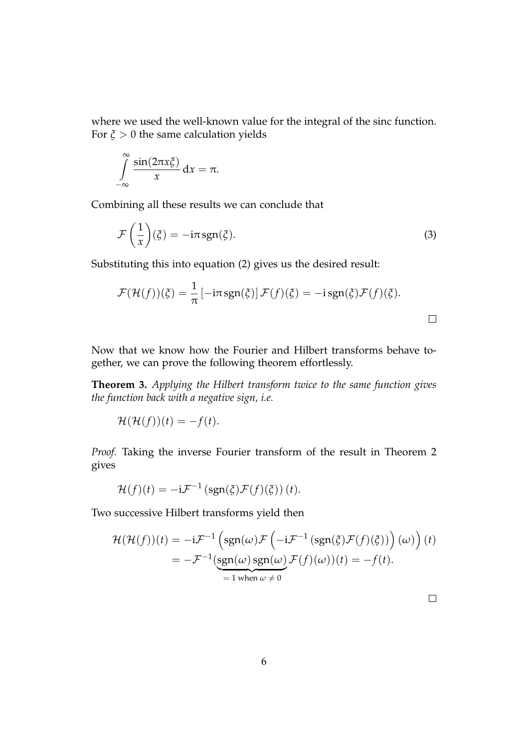where we used the well-known value for the integral of the sinc function. For $\xi > 0$ the same calculation yields

$$\int_{-\infty}^{\infty} \frac{\sin(2\pi x\xi)}{x} \, dx = \pi.$$

Combining all these results we can conclude that

$$\mathcal{F}\left(\frac{1}{x}\right)(\xi) = -i\pi \operatorname{sgn}(\xi). \tag{3}$$

Substituting this into equation (2) gives us the desired result:

$$\mathcal{F}(\mathcal{H}(f))(\xi) = \frac{1}{\pi}\left[-i\pi \operatorname{sgn}(\xi)\right] \mathcal{F}(f)(\xi) = -i \operatorname{sgn}(\xi)\mathcal{F}(f)(\xi).$$

□

Now that we know how the Fourier and Hilbert transforms behave together, we can prove the following theorem effortlessly.

**Theorem 3.** *Applying the Hilbert transform twice to the same function gives the function back with a negative sign, i.e.*

$$\mathcal{H}(\mathcal{H}(f))(t) = -f(t).$$

*Proof.* Taking the inverse Fourier transform of the result in Theorem 2 gives

$$\mathcal{H}(f)(t) = -i\mathcal{F}^{-1}\left(\operatorname{sgn}(\xi)\mathcal{F}(f)(\xi)\right)(t).$$

Two successive Hilbert transforms yield then

$$\begin{aligned}
\mathcal{H}(\mathcal{H}(f))(t) &= -i\mathcal{F}^{-1}\left(\operatorname{sgn}(\omega)\mathcal{F}\left(-i\mathcal{F}^{-1}\left(\operatorname{sgn}(\xi)\mathcal{F}(f)(\xi)\right)\right)(\omega)\right)(t) \\
&= -\mathcal{F}^{-1}(\underbrace{\operatorname{sgn}(\omega)\operatorname{sgn}(\omega)}_{=1 \text{ when } \omega \neq 0}\mathcal{F}(f)(\omega))(t) = -f(t).
\end{aligned}$$

□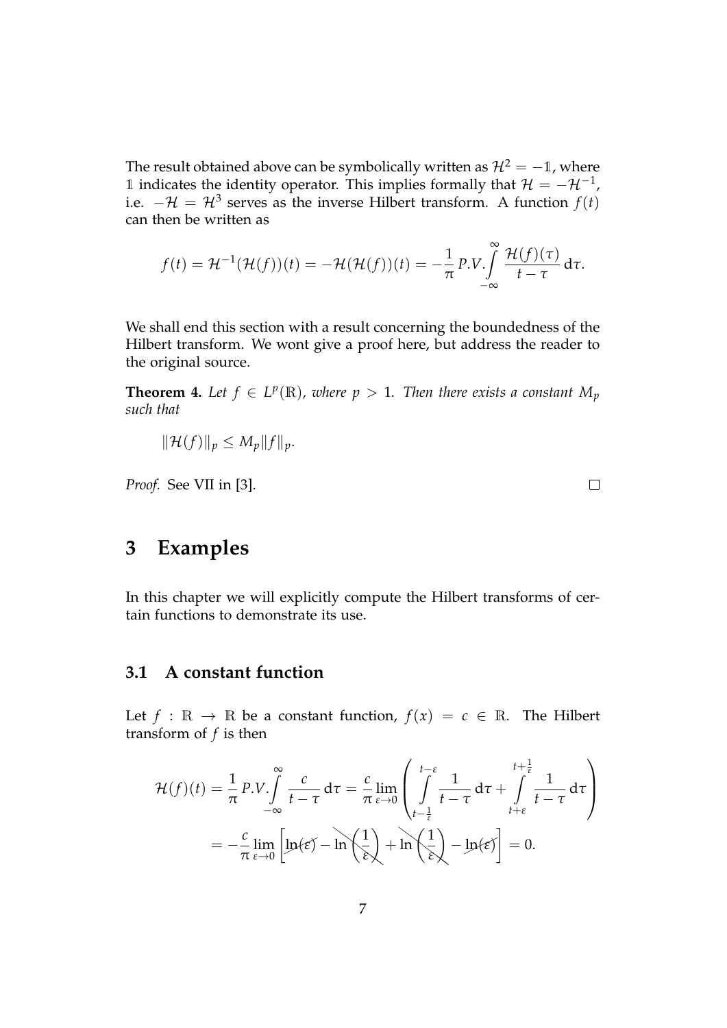The result obtained above can be symbolically written as $\mathcal{H}^2 = -\mathbb{1}$, where $\mathbb{1}$ indicates the identity operator. This implies formally that $\mathcal{H} = -\mathcal{H}^{-1}$, i.e. $-\mathcal{H} = \mathcal{H}^3$ serves as the inverse Hilbert transform. A function $f(t)$ can then be written as

$$f(t) = \mathcal{H}^{-1}(\mathcal{H}(f))(t) = -\mathcal{H}(\mathcal{H}(f))(t) = -\frac{1}{\pi} \, P.V.\int_{-\infty}^{\infty} \frac{\mathcal{H}(f)(\tau)}{t-\tau} \, \mathrm{d}\tau.$$

We shall end this section with a result concerning the boundedness of the Hilbert transform. We wont give a proof here, but address the reader to the original source.

**Theorem 4.** *Let $f \in L^p(\mathbb{R})$, where $p > 1$. Then there exists a constant $M_p$ such that*

$$\|\mathcal{H}(f)\|_p \leq M_p \|f\|_p.$$

*Proof.* See VII in [3]. □

# 3 Examples

In this chapter we will explicitly compute the Hilbert transforms of certain functions to demonstrate its use.

## 3.1 A constant function

Let $f : \mathbb{R} \to \mathbb{R}$ be a constant function, $f(x) = c \in \mathbb{R}$. The Hilbert transform of $f$ is then

$$\begin{aligned}
\mathcal{H}(f)(t) &= \frac{1}{\pi} \, P.V.\int_{-\infty}^{\infty} \frac{c}{t-\tau} \, \mathrm{d}\tau = \frac{c}{\pi} \lim_{\varepsilon \to 0} \left( \int_{t-\frac{1}{\varepsilon}}^{t-\varepsilon} \frac{1}{t-\tau} \, \mathrm{d}\tau + \int_{t+\varepsilon}^{t+\frac{1}{\varepsilon}} \frac{1}{t-\tau} \, \mathrm{d}\tau \right) \\
&= -\frac{c}{\pi} \lim_{\varepsilon \to 0} \left[ \cancel{\ln(\varepsilon)} - \cancel{\ln\left(\frac{1}{\varepsilon}\right)} + \cancel{\ln\left(\frac{1}{\varepsilon}\right)} - \cancel{\ln(\varepsilon)} \right] = 0.
\end{aligned}$$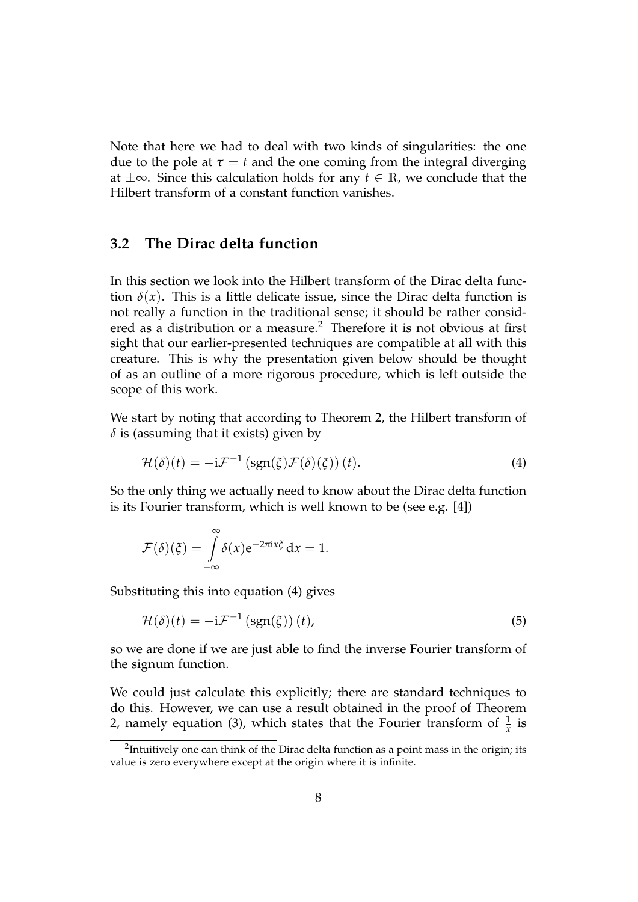Note that here we had to deal with two kinds of singularities: the one due to the pole at $\tau = t$ and the one coming from the integral diverging at $\pm\infty$. Since this calculation holds for any $t \in \mathbb{R}$, we conclude that the Hilbert transform of a constant function vanishes.

## 3.2 The Dirac delta function

In this section we look into the Hilbert transform of the Dirac delta function $\delta(x)$. This is a little delicate issue, since the Dirac delta function is not really a function in the traditional sense; it should be rather considered as a distribution or a measure.[2] Therefore it is not obvious at first sight that our earlier-presented techniques are compatible at all with this creature. This is why the presentation given below should be thought of as an outline of a more rigorous procedure, which is left outside the scope of this work.

We start by noting that according to Theorem 2, the Hilbert transform of $\delta$ is (assuming that it exists) given by

$$\mathcal{H}(\delta)(t) = -\mathrm{i}\mathcal{F}^{-1}\left(\operatorname{sgn}(\xi)\mathcal{F}(\delta)(\xi)\right)(t). \tag{4}$$

So the only thing we actually need to know about the Dirac delta function is its Fourier transform, which is well known to be (see e.g. [4])

$$\mathcal{F}(\delta)(\xi) = \int_{-\infty}^{\infty} \delta(x)\mathrm{e}^{-2\pi\mathrm{i}x\xi}\,\mathrm{d}x = 1.$$

Substituting this into equation (4) gives

$$\mathcal{H}(\delta)(t) = -\mathrm{i}\mathcal{F}^{-1}\left(\operatorname{sgn}(\xi)\right)(t), \tag{5}$$

so we are done if we are just able to find the inverse Fourier transform of the signum function.

We could just calculate this explicitly; there are standard techniques to do this. However, we can use a result obtained in the proof of Theorem 2, namely equation (3), which states that the Fourier transform of $\frac{1}{x}$ is

[2] Intuitively one can think of the Dirac delta function as a point mass in the origin; its value is zero everywhere except at the origin where it is infinite.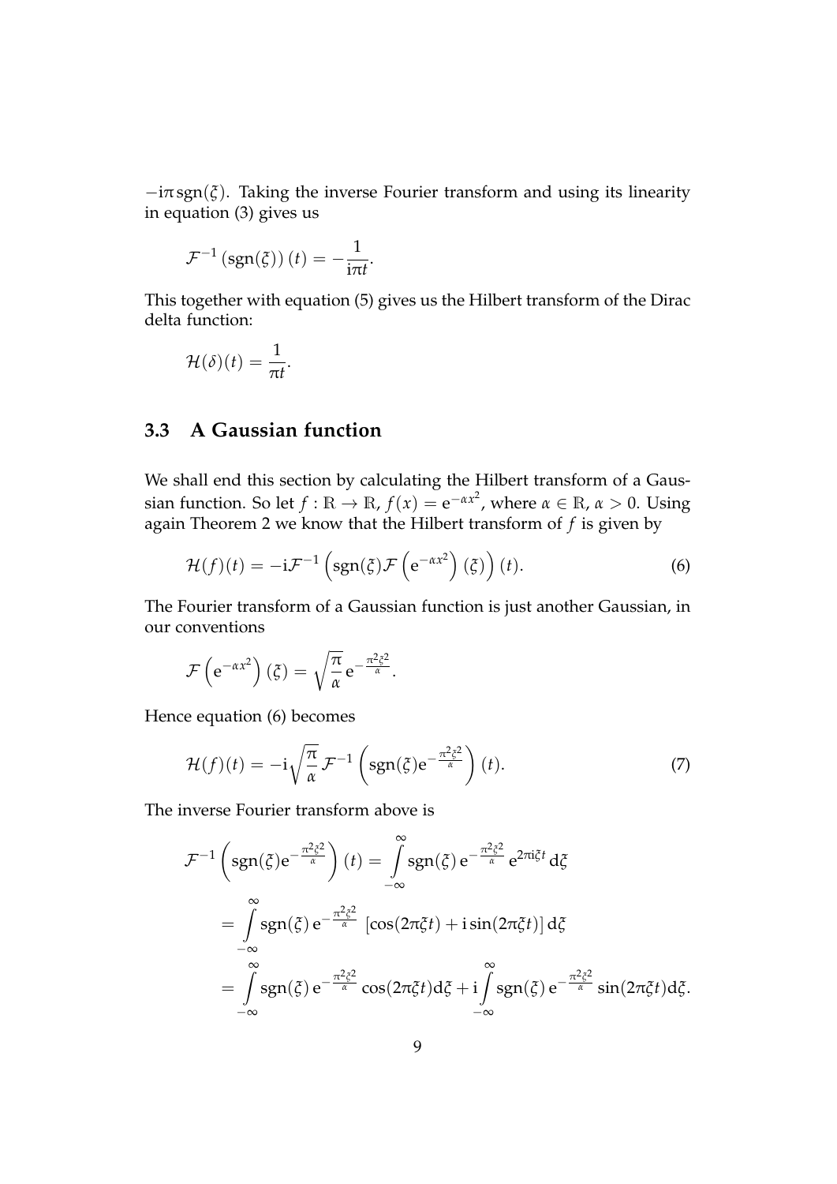$-\mathrm{i}\pi\,\mathrm{sgn}(\xi)$. Taking the inverse Fourier transform and using its linearity in equation (3) gives us

$$\mathcal{F}^{-1}\left(\mathrm{sgn}(\xi)\right)(t) = -\frac{1}{\mathrm{i}\pi t}.$$

This together with equation (5) gives us the Hilbert transform of the Dirac delta function:

$$\mathcal{H}(\delta)(t) = \frac{1}{\pi t}.$$

### 3.3 A Gaussian function

We shall end this section by calculating the Hilbert transform of a Gaussian function. So let $f : \mathbb{R} \to \mathbb{R}$, $f(x) = \mathrm{e}^{-\alpha x^2}$, where $\alpha \in \mathbb{R}$, $\alpha > 0$. Using again Theorem 2 we know that the Hilbert transform of $f$ is given by

$$\mathcal{H}(f)(t) = -\mathrm{i}\mathcal{F}^{-1}\left(\mathrm{sgn}(\xi)\mathcal{F}\left(\mathrm{e}^{-\alpha x^2}\right)(\xi)\right)(t). \tag{6}$$

The Fourier transform of a Gaussian function is just another Gaussian, in our conventions

$$\mathcal{F}\left(\mathrm{e}^{-\alpha x^2}\right)(\xi) = \sqrt{\frac{\pi}{\alpha}}\,\mathrm{e}^{-\frac{\pi^2\xi^2}{\alpha}}.$$

Hence equation (6) becomes

$$\mathcal{H}(f)(t) = -\mathrm{i}\sqrt{\frac{\pi}{\alpha}}\,\mathcal{F}^{-1}\left(\mathrm{sgn}(\xi)\mathrm{e}^{-\frac{\pi^2\xi^2}{\alpha}}\right)(t). \tag{7}$$

The inverse Fourier transform above is

$$\begin{aligned}
\mathcal{F}^{-1}\left(\mathrm{sgn}(\xi)\mathrm{e}^{-\frac{\pi^2\xi^2}{\alpha}}\right)(t) &= \int_{-\infty}^{\infty} \mathrm{sgn}(\xi)\,\mathrm{e}^{-\frac{\pi^2\xi^2}{\alpha}}\,\mathrm{e}^{2\pi\mathrm{i}\xi t}\,\mathrm{d}\xi \\
&= \int_{-\infty}^{\infty} \mathrm{sgn}(\xi)\,\mathrm{e}^{-\frac{\pi^2\xi^2}{\alpha}}\,\left[\cos(2\pi\xi t) + \mathrm{i}\sin(2\pi\xi t)\right]\mathrm{d}\xi \\
&= \int_{-\infty}^{\infty} \mathrm{sgn}(\xi)\,\mathrm{e}^{-\frac{\pi^2\xi^2}{\alpha}}\cos(2\pi\xi t)\mathrm{d}\xi + \mathrm{i}\int_{-\infty}^{\infty} \mathrm{sgn}(\xi)\,\mathrm{e}^{-\frac{\pi^2\xi^2}{\alpha}}\sin(2\pi\xi t)\mathrm{d}\xi.
\end{aligned}$$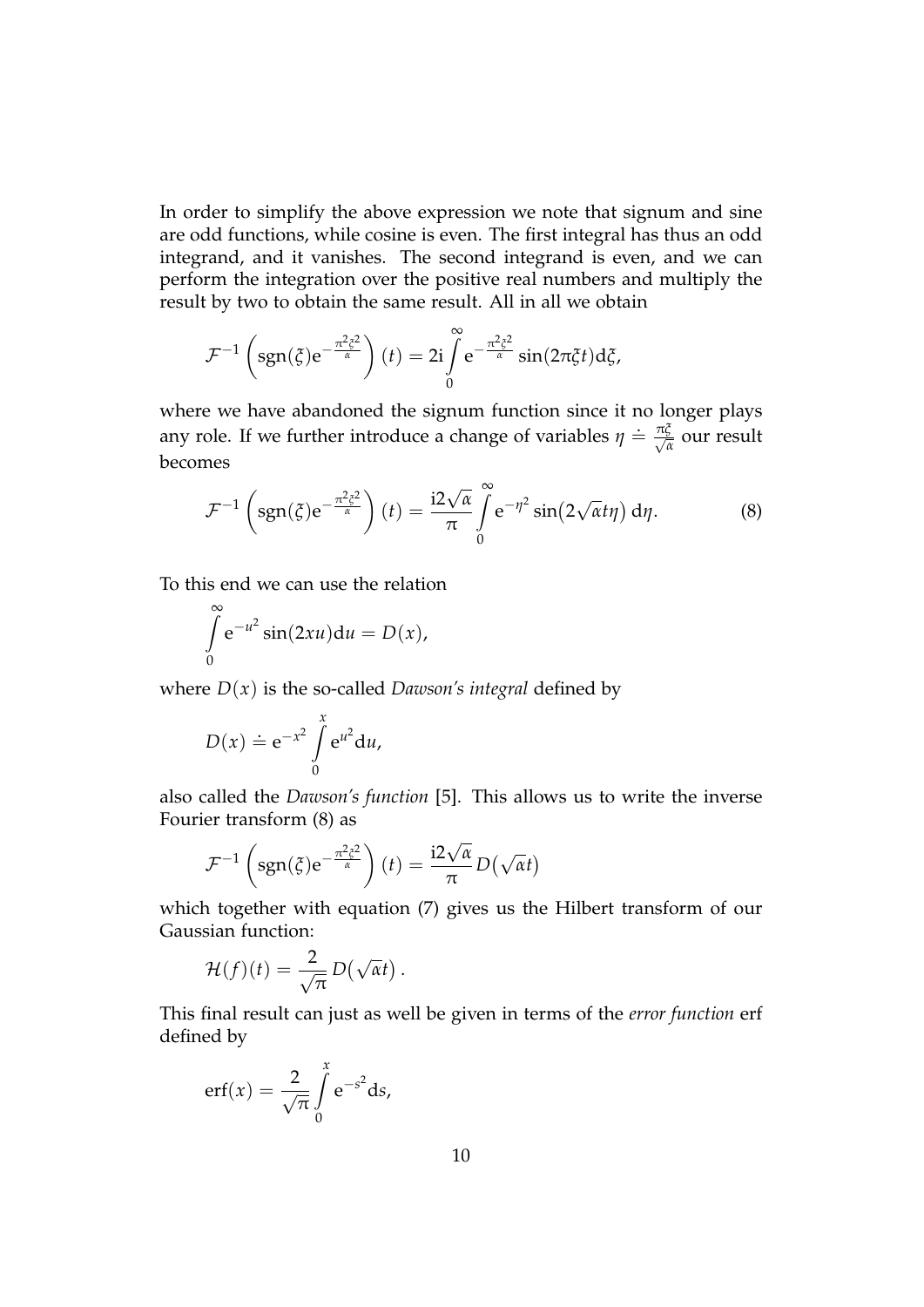In order to simplify the above expression we note that signum and sine are odd functions, while cosine is even. The first integral has thus an odd integrand, and it vanishes. The second integrand is even, and we can perform the integration over the positive real numbers and multiply the result by two to obtain the same result. All in all we obtain

$$\mathcal{F}^{-1}\left(\operatorname{sgn}(\xi)\mathrm{e}^{-\frac{\pi^2\xi^2}{\alpha}}\right)(t) = 2\mathrm{i}\int_0^\infty \mathrm{e}^{-\frac{\pi^2\xi^2}{\alpha}}\sin(2\pi\xi t)\mathrm{d}\xi,$$

where we have abandoned the signum function since it no longer plays any role. If we further introduce a change of variables $\eta \doteq \frac{\pi\xi}{\sqrt{\alpha}}$ our result becomes

$$\mathcal{F}^{-1}\left(\operatorname{sgn}(\xi)\mathrm{e}^{-\frac{\pi^2\xi^2}{\alpha}}\right)(t) = \frac{\mathrm{i}2\sqrt{\alpha}}{\pi}\int_0^\infty \mathrm{e}^{-\eta^2}\sin\!\left(2\sqrt{\alpha}t\eta\right)\mathrm{d}\eta. \tag{8}$$

To this end we can use the relation

$$\int_0^\infty \mathrm{e}^{-u^2}\sin(2xu)\mathrm{d}u = D(x),$$

where $D(x)$ is the so-called *Dawson's integral* defined by

$$D(x) \doteq \mathrm{e}^{-x^2}\int_0^x \mathrm{e}^{u^2}\mathrm{d}u,$$

also called the *Dawson's function* [5]. This allows us to write the inverse Fourier transform (8) as

$$\mathcal{F}^{-1}\left(\operatorname{sgn}(\xi)\mathrm{e}^{-\frac{\pi^2\xi^2}{\alpha}}\right)(t) = \frac{\mathrm{i}2\sqrt{\alpha}}{\pi}D\!\left(\sqrt{\alpha}t\right)$$

which together with equation (7) gives us the Hilbert transform of our Gaussian function:

$$\mathcal{H}(f)(t) = \frac{2}{\sqrt{\pi}}D\!\left(\sqrt{\alpha}t\right).$$

This final result can just as well be given in terms of the *error function* erf defined by

$$\operatorname{erf}(x) = \frac{2}{\sqrt{\pi}}\int_0^x \mathrm{e}^{-s^2}\mathrm{d}s,$$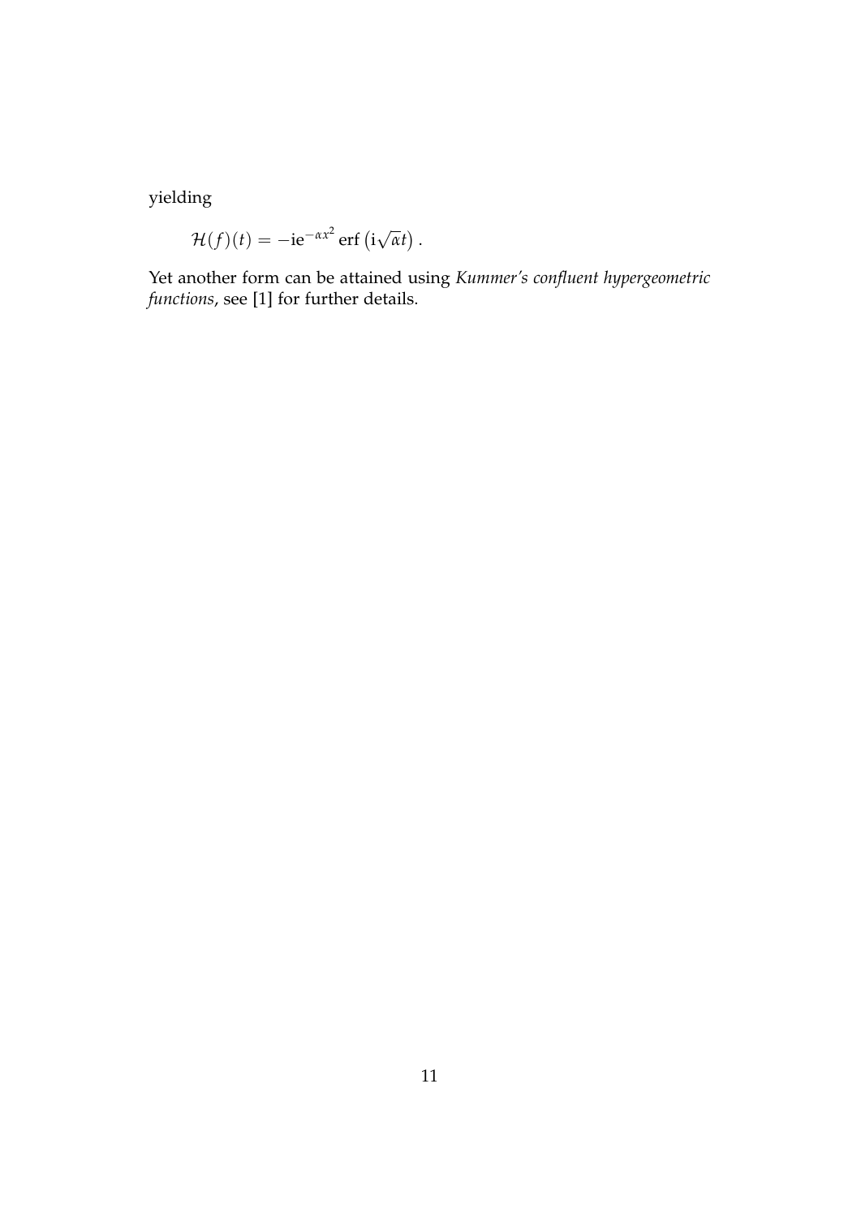yielding

$$\mathcal{H}(f)(t) = -\mathrm{i}\mathrm{e}^{-\alpha x^2}\operatorname{erf}\left(\mathrm{i}\sqrt{\alpha}t\right).$$

Yet another form can be attained using *Kummer's confluent hypergeometric functions*, see [1] for further details.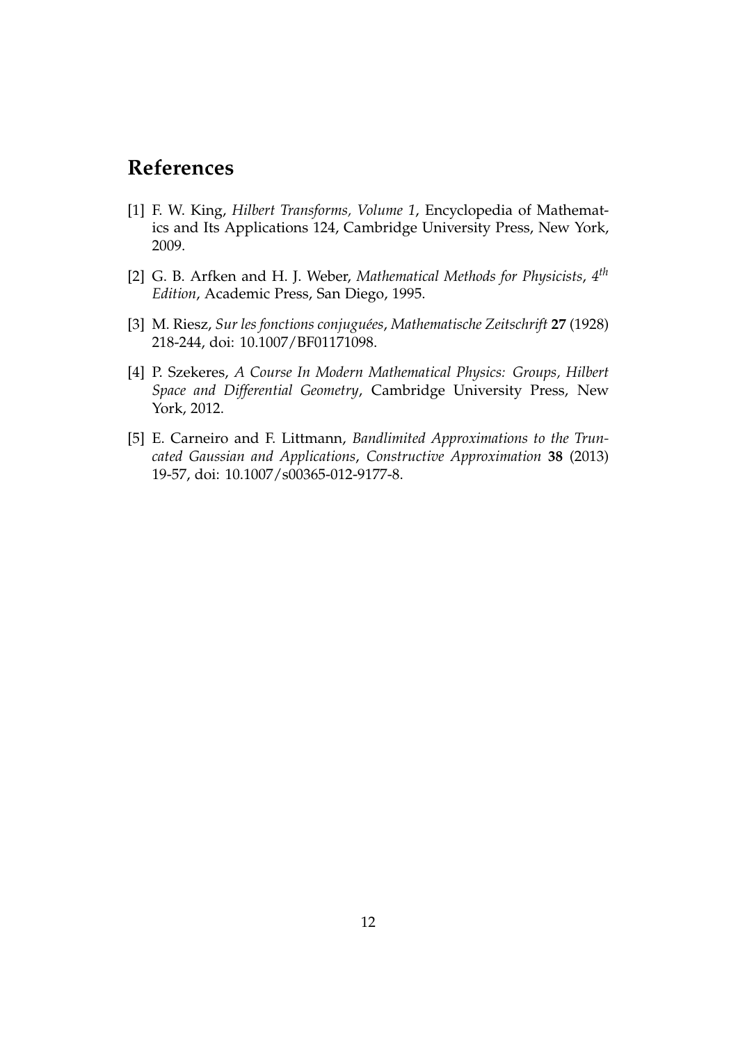## References

[1] F. W. King, *Hilbert Transforms, Volume 1*, Encyclopedia of Mathematics and Its Applications 124, Cambridge University Press, New York, 2009.

[2] G. B. Arfken and H. J. Weber, *Mathematical Methods for Physicists, 4th Edition*, Academic Press, San Diego, 1995.

[3] M. Riesz, *Sur les fonctions conjuguées*, *Mathematische Zeitschrift* **27** (1928) 218-244, doi: 10.1007/BF01171098.

[4] P. Szekeres, *A Course In Modern Mathematical Physics: Groups, Hilbert Space and Differential Geometry*, Cambridge University Press, New York, 2012.

[5] E. Carneiro and F. Littmann, *Bandlimited Approximations to the Truncated Gaussian and Applications*, *Constructive Approximation* **38** (2013) 19-57, doi: 10.1007/s00365-012-9177-8.